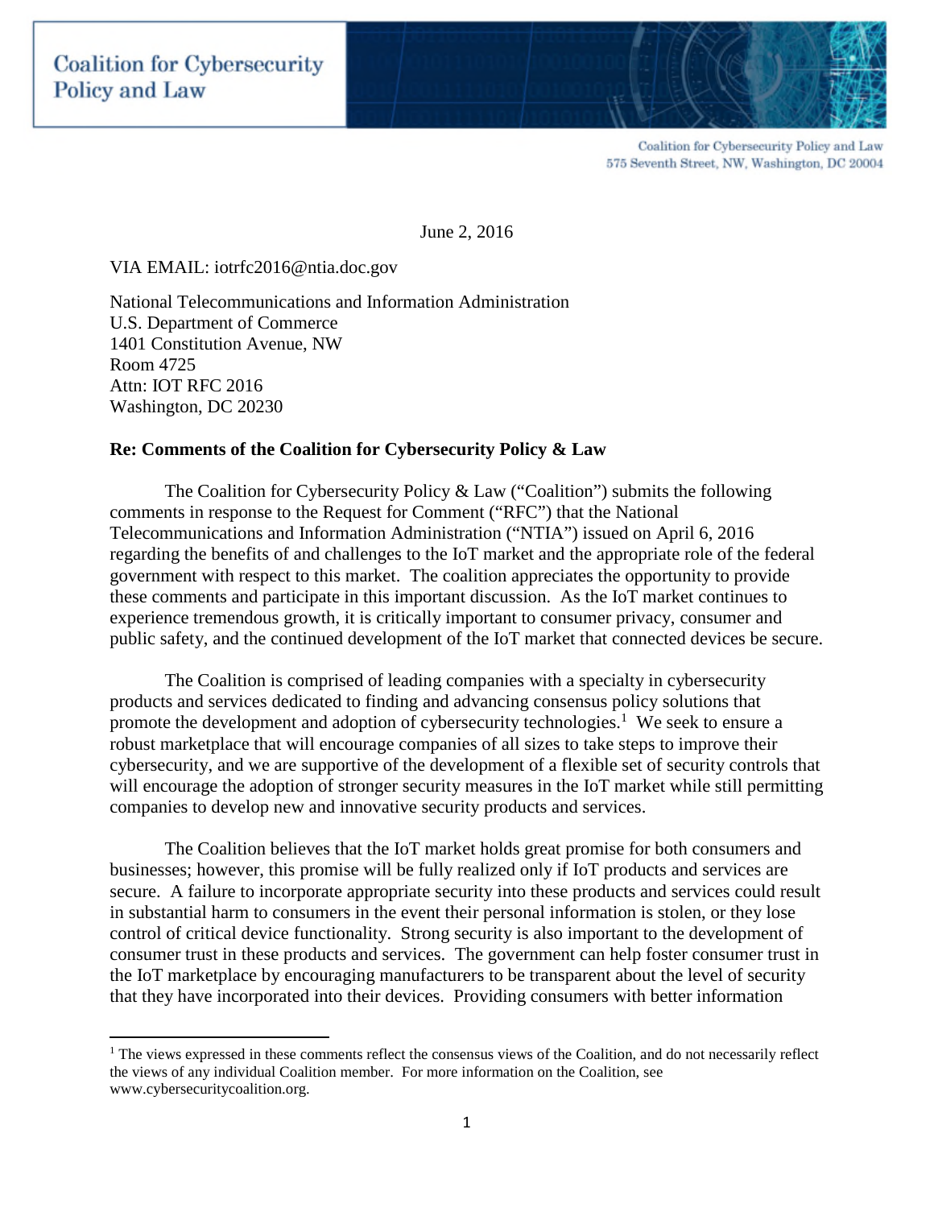Coalition for Cybersecurity Policy and Law

Coalition for Cybersecurity Policy and Law
575 Seventh Street, NW, Washington, DC 20004

June 2, 2016

VIA EMAIL: iotrfc2016@ntia.doc.gov

National Telecommunications and Information Administration
U.S. Department of Commerce
1401 Constitution Avenue, NW
Room 4725
Attn: IOT RFC 2016
Washington, DC 20230

**Re: Comments of the Coalition for Cybersecurity Policy & Law**

The Coalition for Cybersecurity Policy & Law ("Coalition") submits the following comments in response to the Request for Comment ("RFC") that the National Telecommunications and Information Administration ("NTIA") issued on April 6, 2016 regarding the benefits of and challenges to the IoT market and the appropriate role of the federal government with respect to this market. The coalition appreciates the opportunity to provide these comments and participate in this important discussion. As the IoT market continues to experience tremendous growth, it is critically important to consumer privacy, consumer and public safety, and the continued development of the IoT market that connected devices be secure.

The Coalition is comprised of leading companies with a specialty in cybersecurity products and services dedicated to finding and advancing consensus policy solutions that promote the development and adoption of cybersecurity technologies.[1] We seek to ensure a robust marketplace that will encourage companies of all sizes to take steps to improve their cybersecurity, and we are supportive of the development of a flexible set of security controls that will encourage the adoption of stronger security measures in the IoT market while still permitting companies to develop new and innovative security products and services.

The Coalition believes that the IoT market holds great promise for both consumers and businesses; however, this promise will be fully realized only if IoT products and services are secure. A failure to incorporate appropriate security into these products and services could result in substantial harm to consumers in the event their personal information is stolen, or they lose control of critical device functionality. Strong security is also important to the development of consumer trust in these products and services. The government can help foster consumer trust in the IoT marketplace by encouraging manufacturers to be transparent about the level of security that they have incorporated into their devices. Providing consumers with better information

[1] The views expressed in these comments reflect the consensus views of the Coalition, and do not necessarily reflect the views of any individual Coalition member. For more information on the Coalition, see www.cybersecuritycoalition.org.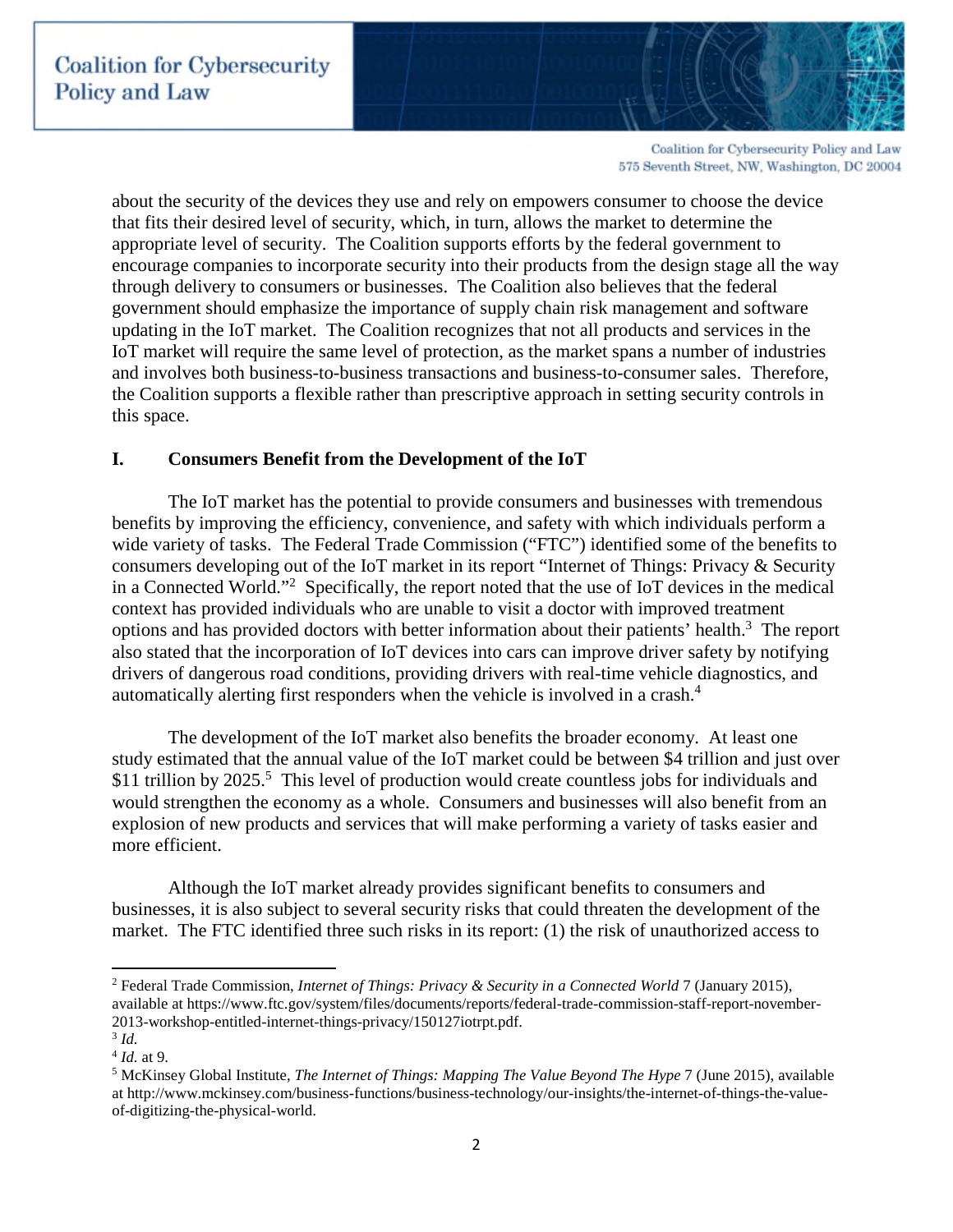about the security of the devices they use and rely on empowers consumer to choose the device that fits their desired level of security, which, in turn, allows the market to determine the appropriate level of security. The Coalition supports efforts by the federal government to encourage companies to incorporate security into their products from the design stage all the way through delivery to consumers or businesses. The Coalition also believes that the federal government should emphasize the importance of supply chain risk management and software updating in the IoT market. The Coalition recognizes that not all products and services in the IoT market will require the same level of protection, as the market spans a number of industries and involves both business-to-business transactions and business-to-consumer sales. Therefore, the Coalition supports a flexible rather than prescriptive approach in setting security controls in this space.

## I. Consumers Benefit from the Development of the IoT

The IoT market has the potential to provide consumers and businesses with tremendous benefits by improving the efficiency, convenience, and safety with which individuals perform a wide variety of tasks. The Federal Trade Commission ("FTC") identified some of the benefits to consumers developing out of the IoT market in its report "Internet of Things: Privacy & Security in a Connected World."[2] Specifically, the report noted that the use of IoT devices in the medical context has provided individuals who are unable to visit a doctor with improved treatment options and has provided doctors with better information about their patients' health.[3] The report also stated that the incorporation of IoT devices into cars can improve driver safety by notifying drivers of dangerous road conditions, providing drivers with real-time vehicle diagnostics, and automatically alerting first responders when the vehicle is involved in a crash.[4]

The development of the IoT market also benefits the broader economy. At least one study estimated that the annual value of the IoT market could be between $4 trillion and just over $11 trillion by 2025.[5] This level of production would create countless jobs for individuals and would strengthen the economy as a whole. Consumers and businesses will also benefit from an explosion of new products and services that will make performing a variety of tasks easier and more efficient.

Although the IoT market already provides significant benefits to consumers and businesses, it is also subject to several security risks that could threaten the development of the market. The FTC identified three such risks in its report: (1) the risk of unauthorized access to

---

[2] Federal Trade Commission, *Internet of Things: Privacy & Security in a Connected World* 7 (January 2015), available at https://www.ftc.gov/system/files/documents/reports/federal-trade-commission-staff-report-november-2013-workshop-entitled-internet-things-privacy/150127iotrpt.pdf.

[3] *Id.*

[4] *Id.* at 9.

[5] McKinsey Global Institute, *The Internet of Things: Mapping The Value Beyond The Hype* 7 (June 2015), available at http://www.mckinsey.com/business-functions/business-technology/our-insights/the-internet-of-things-the-value-of-digitizing-the-physical-world.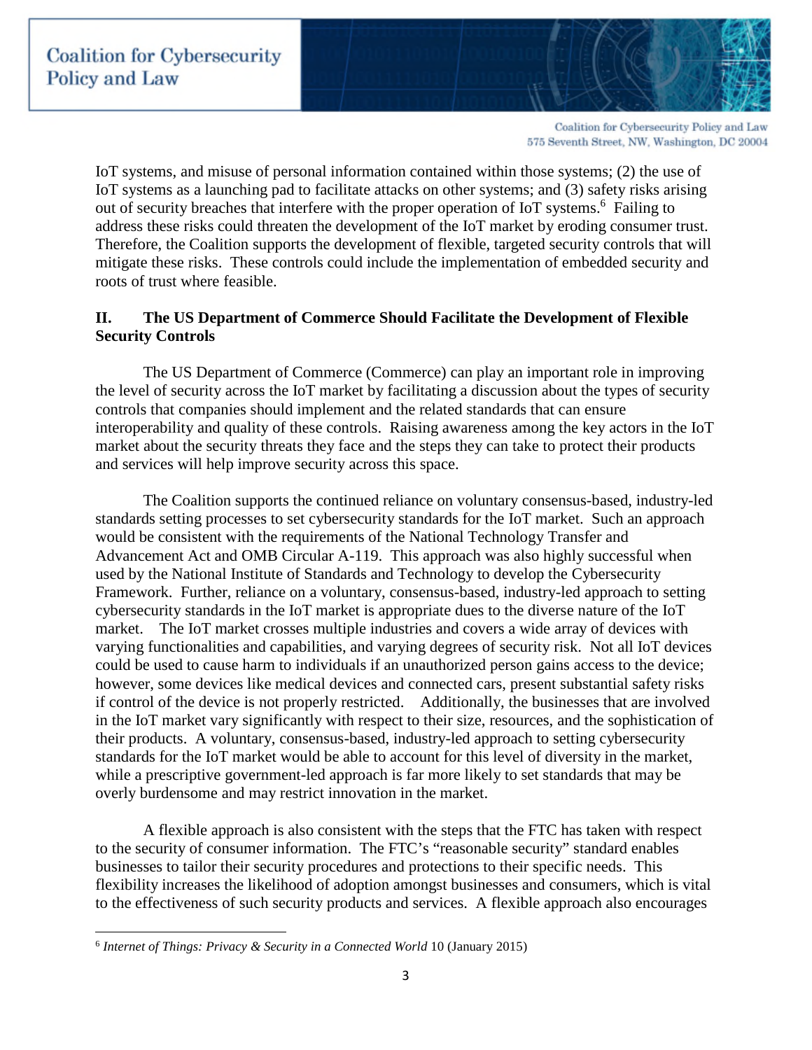IoT systems, and misuse of personal information contained within those systems; (2) the use of IoT systems as a launching pad to facilitate attacks on other systems; and (3) safety risks arising out of security breaches that interfere with the proper operation of IoT systems.[6] Failing to address these risks could threaten the development of the IoT market by eroding consumer trust. Therefore, the Coalition supports the development of flexible, targeted security controls that will mitigate these risks. These controls could include the implementation of embedded security and roots of trust where feasible.

## II. The US Department of Commerce Should Facilitate the Development of Flexible Security Controls

The US Department of Commerce (Commerce) can play an important role in improving the level of security across the IoT market by facilitating a discussion about the types of security controls that companies should implement and the related standards that can ensure interoperability and quality of these controls. Raising awareness among the key actors in the IoT market about the security threats they face and the steps they can take to protect their products and services will help improve security across this space.

The Coalition supports the continued reliance on voluntary consensus-based, industry-led standards setting processes to set cybersecurity standards for the IoT market. Such an approach would be consistent with the requirements of the National Technology Transfer and Advancement Act and OMB Circular A-119. This approach was also highly successful when used by the National Institute of Standards and Technology to develop the Cybersecurity Framework. Further, reliance on a voluntary, consensus-based, industry-led approach to setting cybersecurity standards in the IoT market is appropriate dues to the diverse nature of the IoT market. The IoT market crosses multiple industries and covers a wide array of devices with varying functionalities and capabilities, and varying degrees of security risk. Not all IoT devices could be used to cause harm to individuals if an unauthorized person gains access to the device; however, some devices like medical devices and connected cars, present substantial safety risks if control of the device is not properly restricted. Additionally, the businesses that are involved in the IoT market vary significantly with respect to their size, resources, and the sophistication of their products. A voluntary, consensus-based, industry-led approach to setting cybersecurity standards for the IoT market would be able to account for this level of diversity in the market, while a prescriptive government-led approach is far more likely to set standards that may be overly burdensome and may restrict innovation in the market.

A flexible approach is also consistent with the steps that the FTC has taken with respect to the security of consumer information. The FTC's "reasonable security" standard enables businesses to tailor their security procedures and protections to their specific needs. This flexibility increases the likelihood of adoption amongst businesses and consumers, which is vital to the effectiveness of such security products and services. A flexible approach also encourages

---

[6] *Internet of Things: Privacy & Security in a Connected World* 10 (January 2015)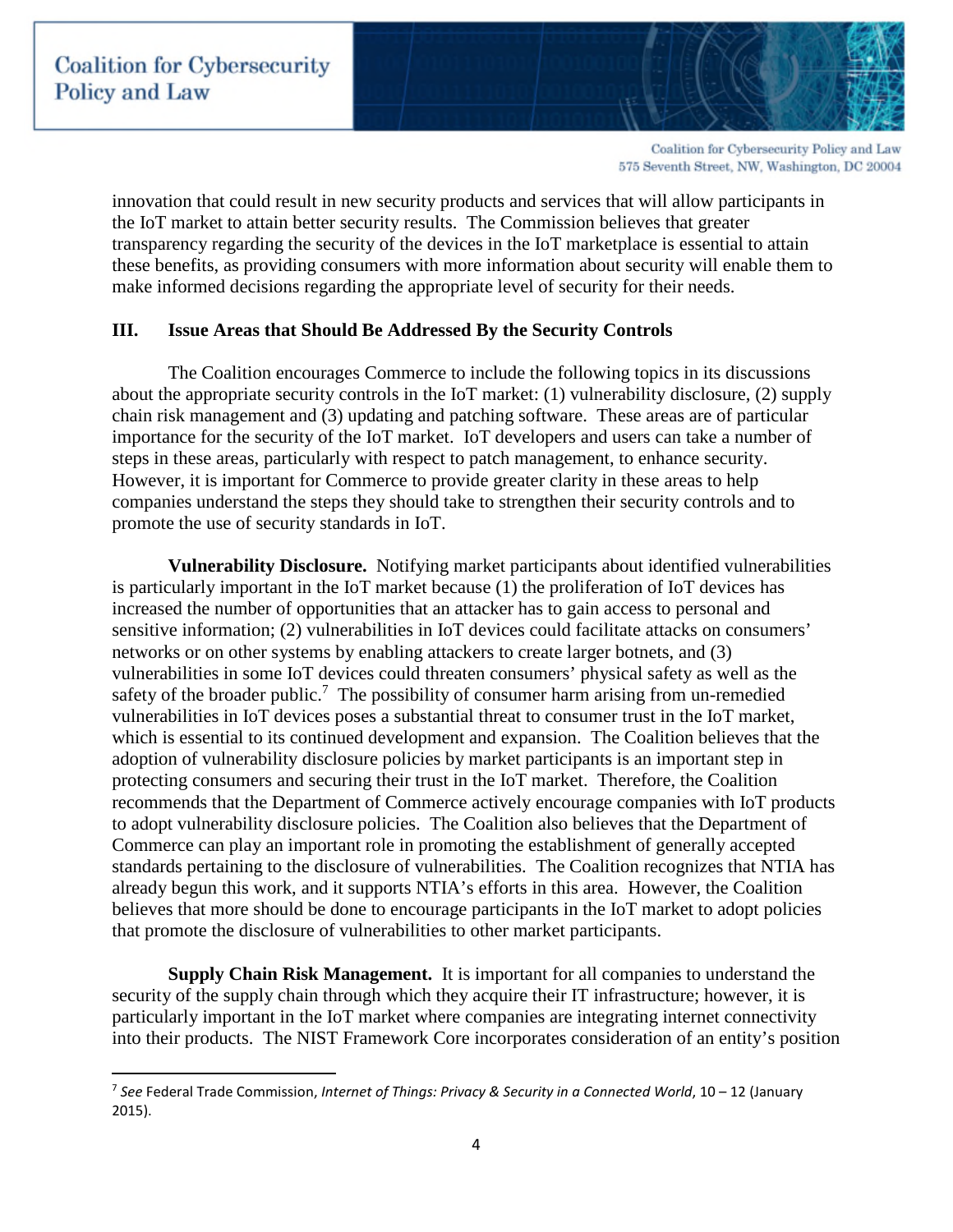innovation that could result in new security products and services that will allow participants in the IoT market to attain better security results. The Commission believes that greater transparency regarding the security of the devices in the IoT marketplace is essential to attain these benefits, as providing consumers with more information about security will enable them to make informed decisions regarding the appropriate level of security for their needs.

## III. Issue Areas that Should Be Addressed By the Security Controls

The Coalition encourages Commerce to include the following topics in its discussions about the appropriate security controls in the IoT market: (1) vulnerability disclosure, (2) supply chain risk management and (3) updating and patching software. These areas are of particular importance for the security of the IoT market. IoT developers and users can take a number of steps in these areas, particularly with respect to patch management, to enhance security. However, it is important for Commerce to provide greater clarity in these areas to help companies understand the steps they should take to strengthen their security controls and to promote the use of security standards in IoT.

**Vulnerability Disclosure.** Notifying market participants about identified vulnerabilities is particularly important in the IoT market because (1) the proliferation of IoT devices has increased the number of opportunities that an attacker has to gain access to personal and sensitive information; (2) vulnerabilities in IoT devices could facilitate attacks on consumers' networks or on other systems by enabling attackers to create larger botnets, and (3) vulnerabilities in some IoT devices could threaten consumers' physical safety as well as the safety of the broader public.[7] The possibility of consumer harm arising from un-remedied vulnerabilities in IoT devices poses a substantial threat to consumer trust in the IoT market, which is essential to its continued development and expansion. The Coalition believes that the adoption of vulnerability disclosure policies by market participants is an important step in protecting consumers and securing their trust in the IoT market. Therefore, the Coalition recommends that the Department of Commerce actively encourage companies with IoT products to adopt vulnerability disclosure policies. The Coalition also believes that the Department of Commerce can play an important role in promoting the establishment of generally accepted standards pertaining to the disclosure of vulnerabilities. The Coalition recognizes that NTIA has already begun this work, and it supports NTIA's efforts in this area. However, the Coalition believes that more should be done to encourage participants in the IoT market to adopt policies that promote the disclosure of vulnerabilities to other market participants.

**Supply Chain Risk Management.** It is important for all companies to understand the security of the supply chain through which they acquire their IT infrastructure; however, it is particularly important in the IoT market where companies are integrating internet connectivity into their products. The NIST Framework Core incorporates consideration of an entity's position

---

[7] *See* Federal Trade Commission, *Internet of Things: Privacy & Security in a Connected World*, 10 – 12 (January 2015).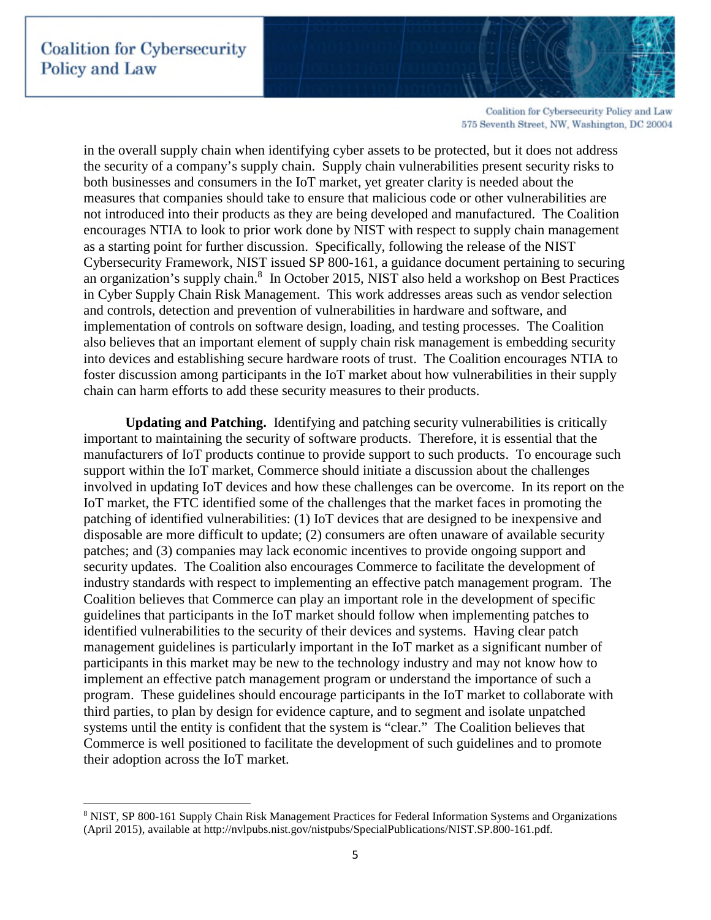in the overall supply chain when identifying cyber assets to be protected, but it does not address the security of a company's supply chain. Supply chain vulnerabilities present security risks to both businesses and consumers in the IoT market, yet greater clarity is needed about the measures that companies should take to ensure that malicious code or other vulnerabilities are not introduced into their products as they are being developed and manufactured. The Coalition encourages NTIA to look to prior work done by NIST with respect to supply chain management as a starting point for further discussion. Specifically, following the release of the NIST Cybersecurity Framework, NIST issued SP 800-161, a guidance document pertaining to securing an organization's supply chain.[8] In October 2015, NIST also held a workshop on Best Practices in Cyber Supply Chain Risk Management. This work addresses areas such as vendor selection and controls, detection and prevention of vulnerabilities in hardware and software, and implementation of controls on software design, loading, and testing processes. The Coalition also believes that an important element of supply chain risk management is embedding security into devices and establishing secure hardware roots of trust. The Coalition encourages NTIA to foster discussion among participants in the IoT market about how vulnerabilities in their supply chain can harm efforts to add these security measures to their products.

**Updating and Patching.** Identifying and patching security vulnerabilities is critically important to maintaining the security of software products. Therefore, it is essential that the manufacturers of IoT products continue to provide support to such products. To encourage such support within the IoT market, Commerce should initiate a discussion about the challenges involved in updating IoT devices and how these challenges can be overcome. In its report on the IoT market, the FTC identified some of the challenges that the market faces in promoting the patching of identified vulnerabilities: (1) IoT devices that are designed to be inexpensive and disposable are more difficult to update; (2) consumers are often unaware of available security patches; and (3) companies may lack economic incentives to provide ongoing support and security updates. The Coalition also encourages Commerce to facilitate the development of industry standards with respect to implementing an effective patch management program. The Coalition believes that Commerce can play an important role in the development of specific guidelines that participants in the IoT market should follow when implementing patches to identified vulnerabilities to the security of their devices and systems. Having clear patch management guidelines is particularly important in the IoT market as a significant number of participants in this market may be new to the technology industry and may not know how to implement an effective patch management program or understand the importance of such a program. These guidelines should encourage participants in the IoT market to collaborate with third parties, to plan by design for evidence capture, and to segment and isolate unpatched systems until the entity is confident that the system is "clear." The Coalition believes that Commerce is well positioned to facilitate the development of such guidelines and to promote their adoption across the IoT market.

---

[8] NIST, SP 800-161 Supply Chain Risk Management Practices for Federal Information Systems and Organizations (April 2015), available at http://nvlpubs.nist.gov/nistpubs/SpecialPublications/NIST.SP.800-161.pdf.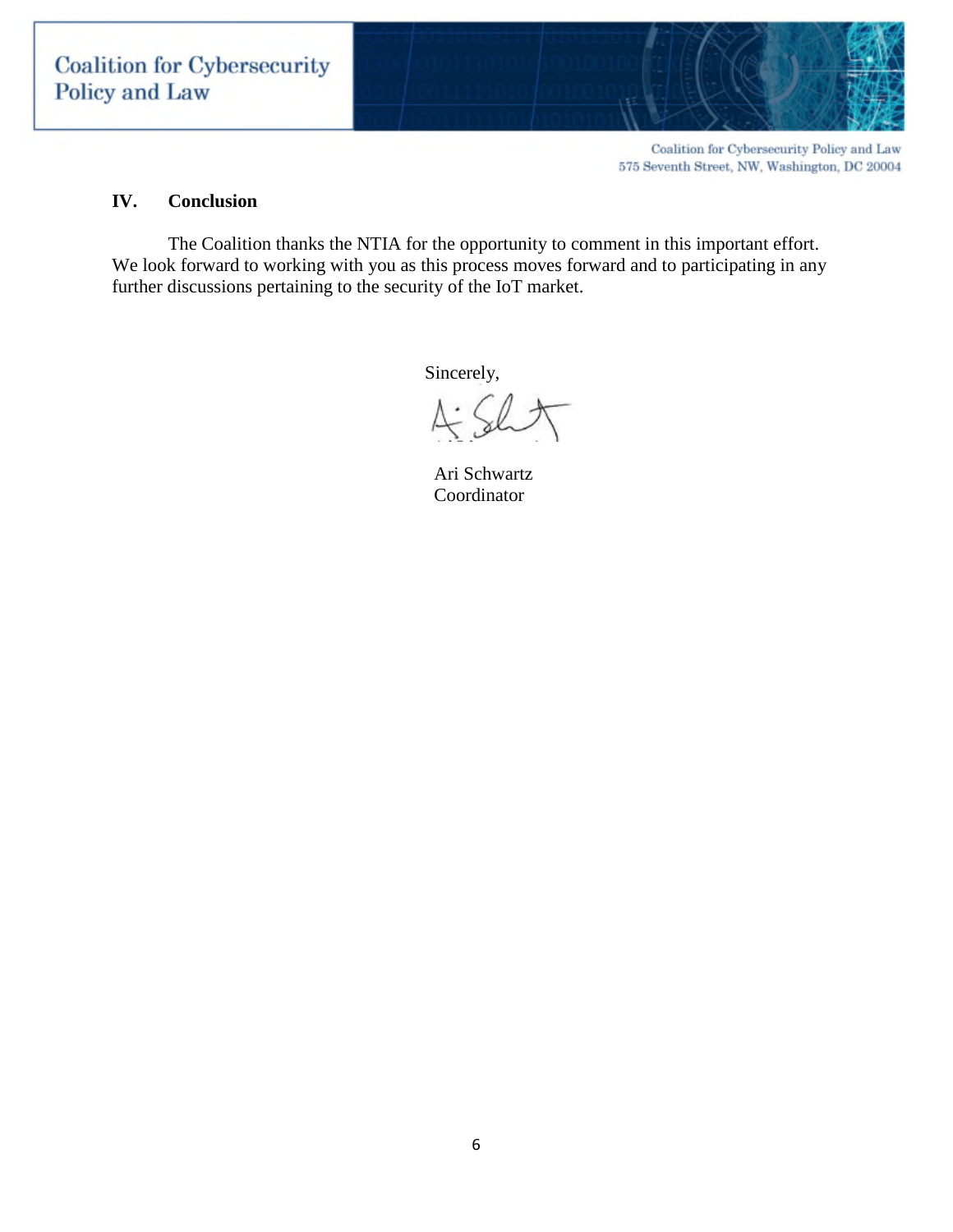## IV. Conclusion

The Coalition thanks the NTIA for the opportunity to comment in this important effort. We look forward to working with you as this process moves forward and to participating in any further discussions pertaining to the security of the IoT market.

Sincerely,

Ari Schwartz
Coordinator